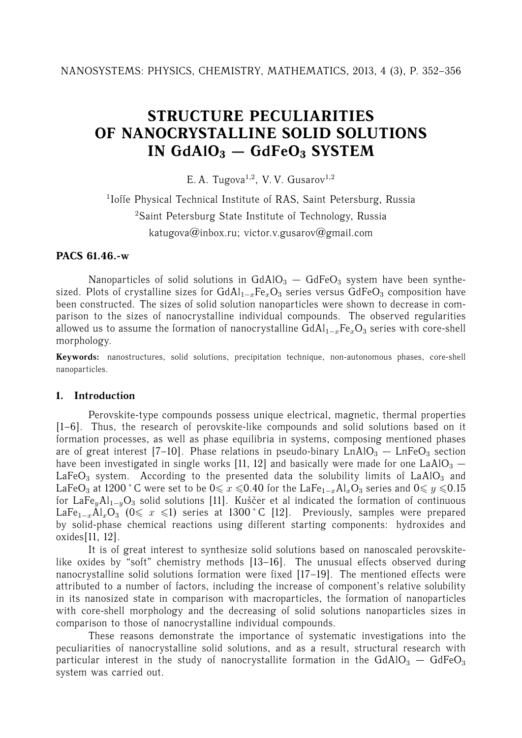# STRUCTURE PECULIARITIES OF NANOCRYSTALLINE SOLID SOLUTIONS IN $GdAlO_3$ — $GdFeO_3$ SYSTEM

E. A. Tugova[1,2], V. V. Gusarov[1,2]

[1]Ioffe Physical Technical Institute of RAS, Saint Petersburg, Russia

[2]Saint Petersburg State Institute of Technology, Russia

katugova@inbox.ru; victor.v.gusarov@gmail.com

**PACS 61.46.-w**

Nanoparticles of solid solutions in $GdAlO_3$ — $GdFeO_3$ system have been synthesized. Plots of crystalline sizes for $GdAl_{1-x}Fe_xO_3$ series versus $GdFeO_3$ composition have been constructed. The sizes of solid solution nanoparticles were shown to decrease in comparison to the sizes of nanocrystalline individual compounds. The observed regularities allowed us to assume the formation of nanocrystalline $GdAl_{1-x}Fe_xO_3$ series with core-shell morphology.

**Keywords:** nanostructures, solid solutions, precipitation technique, non-autonomous phases, core-shell nanoparticles.

## 1. Introduction

Perovskite-type compounds possess unique electrical, magnetic, thermal properties [1–6]. Thus, the research of perovskite-like compounds and solid solutions based on it formation processes, as well as phase equilibria in systems, composing mentioned phases are of great interest [7–10]. Phase relations in pseudo-binary $LnAlO_3$ — $LnFeO_3$ section have been investigated in single works [11, 12] and basically were made for one $LaAlO_3$ — $LaFeO_3$ system. According to the presented data the solubility limits of $LaAlO_3$ and $LaFeO_3$ at 1200 °C were set to be $0 \leqslant x \leqslant 0.40$ for the $LaFe_{1-x}Al_xO_3$ series and $0 \leqslant y \leqslant 0.15$ for $LaFe_yAl_{1-y}O_3$ solid solutions [11]. Kuščer et al indicated the formation of continuous $LaFe_{1-x}Al_xO_3$ ($0 \leqslant x \leqslant 1$) series at 1300 °C [12]. Previously, samples were prepared by solid-phase chemical reactions using different starting components: hydroxides and oxides[11, 12].

It is of great interest to synthesize solid solutions based on nanoscaled perovskite-like oxides by "soft" chemistry methods [13–16]. The unusual effects observed during nanocrystalline solid solutions formation were fixed [17–19]. The mentioned effects were attributed to a number of factors, including the increase of component's relative solubility in its nanosized state in comparison with macroparticles, the formation of nanoparticles with core-shell morphology and the decreasing of solid solutions nanoparticles sizes in comparison to those of nanocrystalline individual compounds.

These reasons demonstrate the importance of systematic investigations into the peculiarities of nanocrystalline solid solutions, and as a result, structural research with particular interest in the study of nanocrystallite formation in the $GdAlO_3$ — $GdFeO_3$ system was carried out.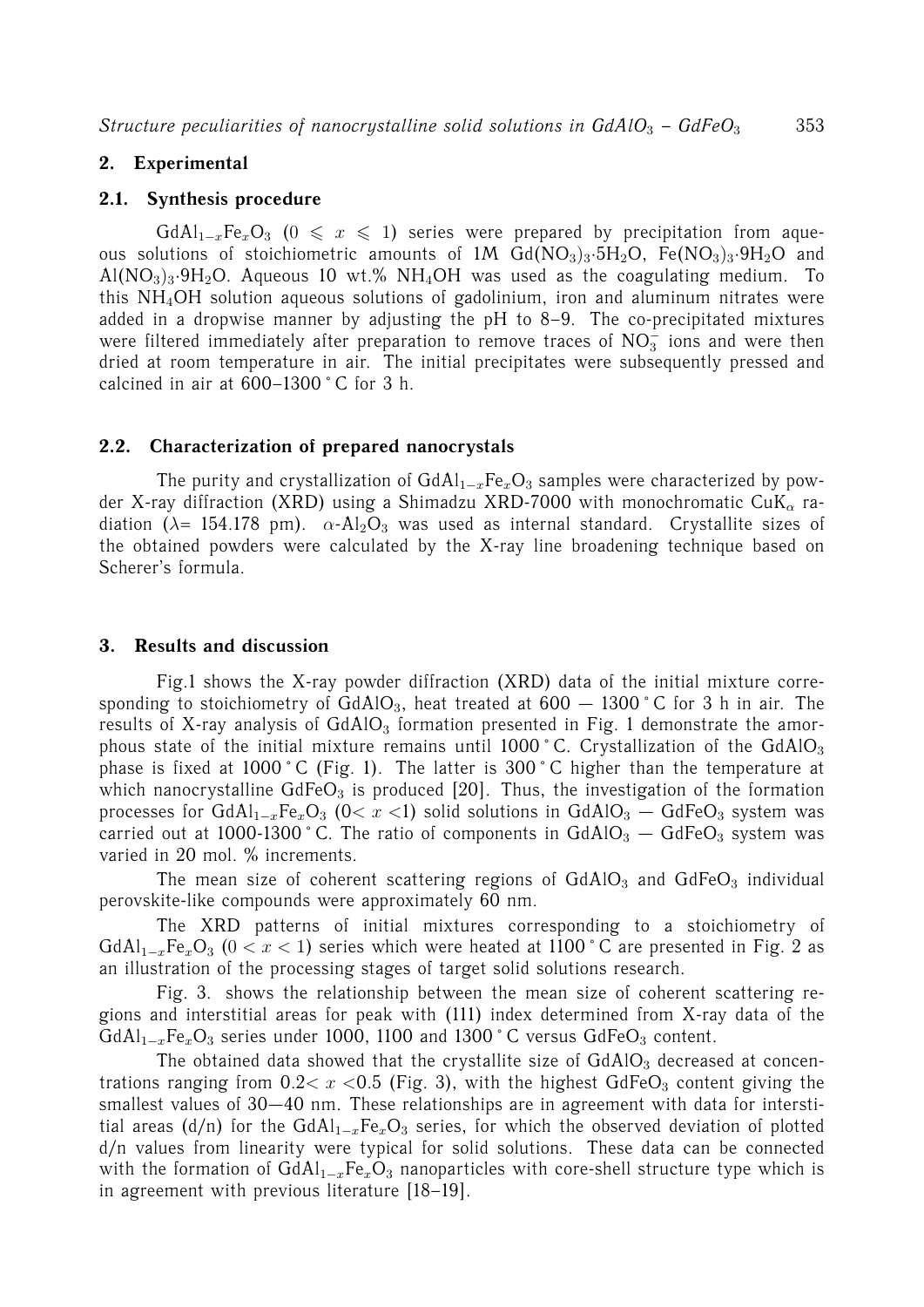## 2. Experimental

### 2.1. Synthesis procedure

$GdAl_{1-x}Fe_xO_3$ ($0 \leqslant x \leqslant 1$) series were prepared by precipitation from aqueous solutions of stoichiometric amounts of 1M $Gd(NO_3)_3 \cdot 5H_2O$, $Fe(NO_3)_3 \cdot 9H_2O$ and $Al(NO_3)_3 \cdot 9H_2O$. Aqueous 10 wt.% $NH_4OH$ was used as the coagulating medium. To this $NH_4OH$ solution aqueous solutions of gadolinium, iron and aluminum nitrates were added in a dropwise manner by adjusting the pH to 8–9. The co-precipitated mixtures were filtered immediately after preparation to remove traces of $NO_3^-$ ions and were then dried at room temperature in air. The initial precipitates were subsequently pressed and calcined in air at 600–1300 °C for 3 h.

### 2.2. Characterization of prepared nanocrystals

The purity and crystallization of $GdAl_{1-x}Fe_xO_3$ samples were characterized by powder X-ray diffraction (XRD) using a Shimadzu XRD-7000 with monochromatic $CuK_\alpha$ radiation ($\lambda$= 154.178 pm). $\alpha$-$Al_2O_3$ was used as internal standard. Crystallite sizes of the obtained powders were calculated by the X-ray line broadening technique based on Scherer's formula.

## 3. Results and discussion

Fig.1 shows the X-ray powder diffraction (XRD) data of the initial mixture corresponding to stoichiometry of $GdAlO_3$, heat treated at 600 — 1300 °C for 3 h in air. The results of X-ray analysis of $GdAlO_3$ formation presented in Fig. 1 demonstrate the amorphous state of the initial mixture remains until 1000 °C. Crystallization of the $GdAlO_3$ phase is fixed at 1000 °C (Fig. 1). The latter is 300 °C higher than the temperature at which nanocrystalline $GdFeO_3$ is produced [20]. Thus, the investigation of the formation processes for $GdAl_{1-x}Fe_xO_3$ ($0< x <1$) solid solutions in $GdAlO_3$ — $GdFeO_3$ system was carried out at 1000-1300 °C. The ratio of components in $GdAlO_3$ — $GdFeO_3$ system was varied in 20 mol. % increments.

The mean size of coherent scattering regions of $GdAlO_3$ and $GdFeO_3$ individual perovskite-like compounds were approximately 60 nm.

The XRD patterns of initial mixtures corresponding to a stoichiometry of $GdAl_{1-x}Fe_xO_3$ ($0 < x < 1$) series which were heated at 1100 °C are presented in Fig. 2 as an illustration of the processing stages of target solid solutions research.

Fig. 3. shows the relationship between the mean size of coherent scattering regions and interstitial areas for peak with (111) index determined from X-ray data of the $GdAl_{1-x}Fe_xO_3$ series under 1000, 1100 and 1300 °C versus $GdFeO_3$ content.

The obtained data showed that the crystallite size of $GdAlO_3$ decreased at concentrations ranging from $0.2< x <0.5$ (Fig. 3), with the highest $GdFeO_3$ content giving the smallest values of 30—40 nm. These relationships are in agreement with data for interstitial areas (d/n) for the $GdAl_{1-x}Fe_xO_3$ series, for which the observed deviation of plotted d/n values from linearity were typical for solid solutions. These data can be connected with the formation of $GdAl_{1-x}Fe_xO_3$ nanoparticles with core-shell structure type which is in agreement with previous literature [18–19].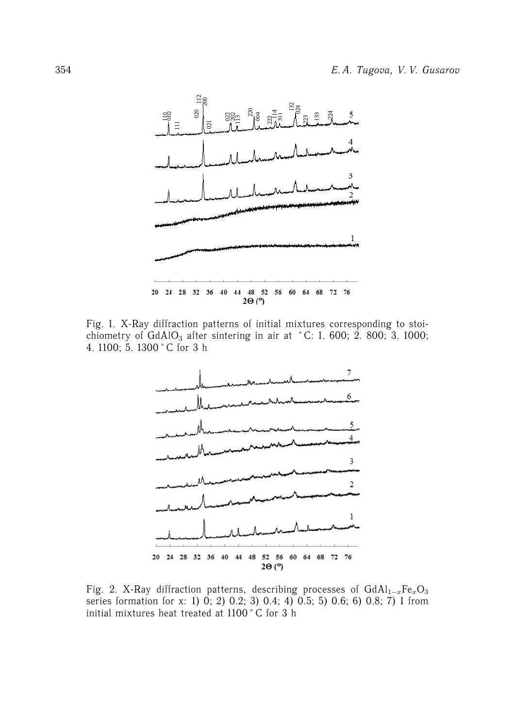Fig. 1. X-Ray diffraction patterns of initial mixtures corresponding to stoichiometry of $GdAlO_3$ after sintering in air at °C: 1. 600; 2. 800; 3. 1000; 4. 1100; 5. 1300 °C for 3 h

Fig. 2. X-Ray diffraction patterns, describing processes of $GdAl_{1-x}Fe_xO_3$ series formation for x: 1) 0; 2) 0.2; 3) 0.4; 4) 0.5; 5) 0.6; 6) 0.8; 7) 1 from initial mixtures heat treated at 1100 °C for 3 h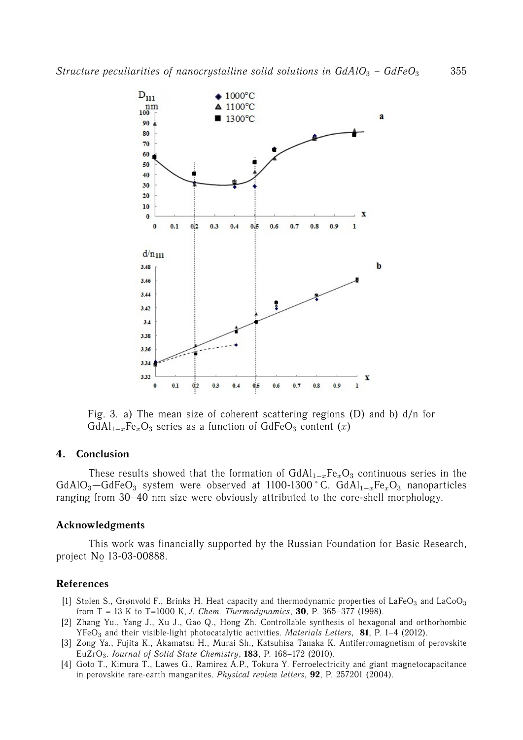Fig. 3. a) The mean size of coherent scattering regions (D) and b) d/n for $GdAl_{1-x}Fe_xO_3$ series as a function of $GdFeO_3$ content ($x$)

## 4. Conclusion

These results showed that the formation of $GdAl_{1-x}Fe_xO_3$ continuous series in the $GdAlO_3$—$GdFeO_3$ system were observed at 1100-1300 °C. $GdAl_{1-x}Fe_xO_3$ nanoparticles ranging from 30–40 nm size were obviously attributed to the core-shell morphology.

## Acknowledgments

This work was financially supported by the Russian Foundation for Basic Research, project № 13-03-00888.

## References

[1] Stølen S., Grønvold F., Brinks H. Heat capacity and thermodynamic properties of $LaFeO_3$ and $LaCoO_3$ from T = 13 K to T=1000 K, *J. Chem. Thermodynamics*, **30**, P. 365–377 (1998).

[2] Zhang Yu., Yang J., Xu J., Gao Q., Hong Zh. Controllable synthesis of hexagonal and orthorhombic $YFeO_3$ and their visible-light photocatalytic activities. *Materials Letters*, **81**, P. 1–4 (2012).

[3] Zong Ya., Fujita K., Akamatsu H., Murai Sh., Katsuhisa Tanaka K. Antiferromagnetism of perovskite $EuZrO_3$. *Journal of Solid State Chemistry*, **183**, P. 168–172 (2010).

[4] Goto T., Kimura T., Lawes G., Ramirez A.P., Tokura Y. Ferroelectricity and giant magnetocapacitance in perovskite rare-earth manganites. *Physical review letters*, **92**, P. 257201 (2004).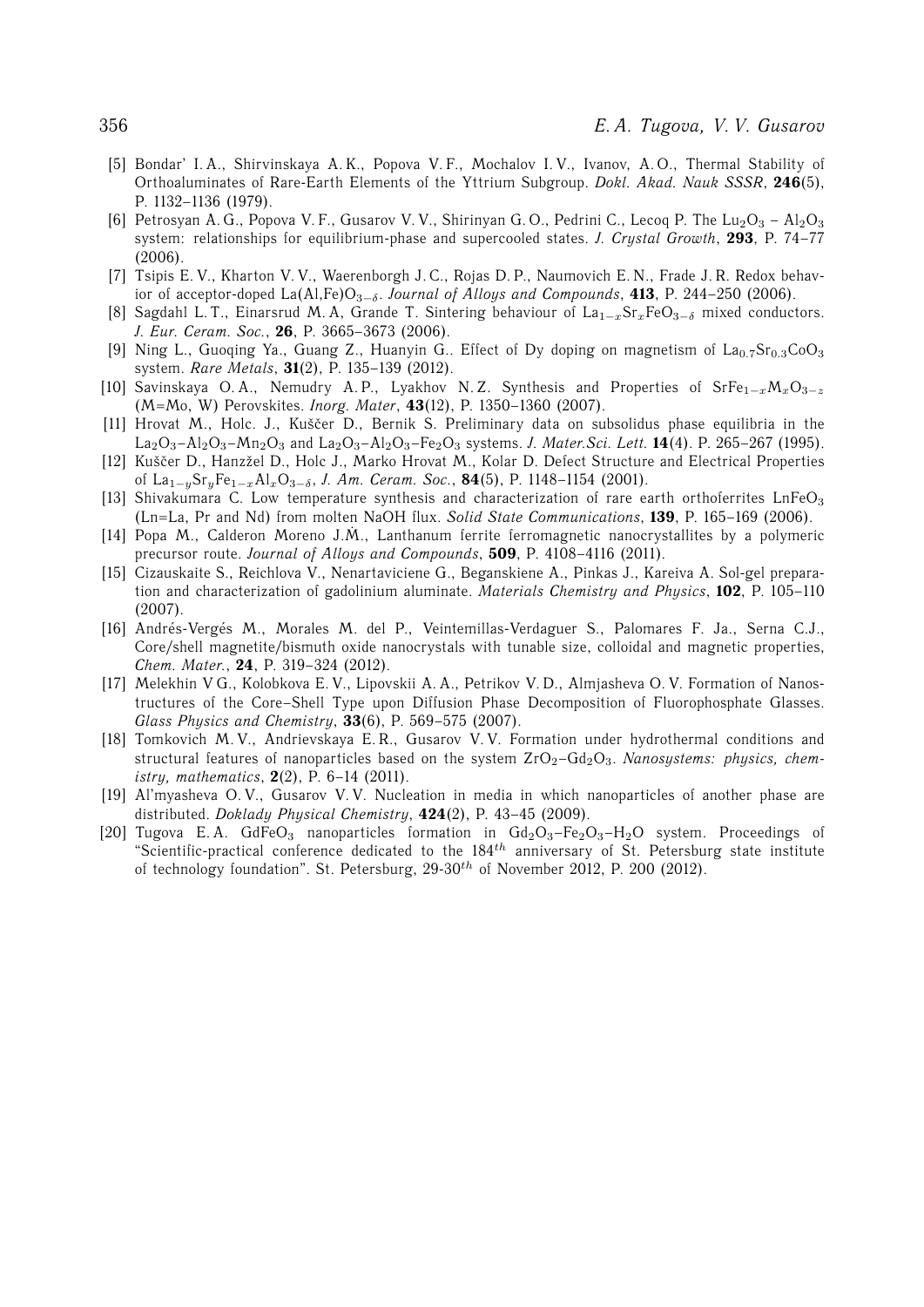[5] Bondar' I. A., Shirvinskaya A. K., Popova V. F., Mochalov I. V., Ivanov, A. O., Thermal Stability of Orthoaluminates of Rare-Earth Elements of the Yttrium Subgroup. *Dokl. Akad. Nauk SSSR*, **246**(5), P. 1132–1136 (1979).

[6] Petrosyan A. G., Popova V. F., Gusarov V. V., Shirinyan G. O., Pedrini C., Lecoq P. The $Lu_2O_3 - Al_2O_3$ system: relationships for equilibrium-phase and supercooled states. *J. Crystal Growth*, **293**, P. 74–77 (2006).

[7] Tsipis E. V., Kharton V. V., Waerenborgh J. C., Rojas D. P., Naumovich E. N., Frade J. R. Redox behavior of acceptor-doped La(Al,Fe)$O_{3-\delta}$. *Journal of Alloys and Compounds*, **413**, P. 244–250 (2006).

[8] Sagdahl L. T., Einarsrud M. A, Grande T. Sintering behaviour of $La_{1-x}Sr_xFeO_{3-\delta}$ mixed conductors. *J. Eur. Ceram. Soc.*, **26**, P. 3665–3673 (2006).

[9] Ning L., Guoqing Ya., Guang Z., Huanyin G.. Effect of Dy doping on magnetism of $La_{0.7}Sr_{0.3}CoO_3$ system. *Rare Metals*, **31**(2), P. 135–139 (2012).

[10] Savinskaya O. A., Nemudry A. P., Lyakhov N. Z. Synthesis and Properties of $SrFe_{1-x}M_xO_{3-z}$ (M=Mo, W) Perovskites. *Inorg. Mater*, **43**(12), P. 1350–1360 (2007).

[11] Hrovat M., Holc. J., Kuščer D., Bernik S. Preliminary data on subsolidus phase equilibria in the $La_2O_3$–$Al_2O_3$–$Mn_2O_3$ and $La_2O_3$–$Al_2O_3$–$Fe_2O_3$ systems. *J. Mater.Sci. Lett.* **14**(4). P. 265–267 (1995).

[12] Kuščer D., Hanzžel D., Holc J., Marko Hrovat M., Kolar D. Defect Structure and Electrical Properties of $La_{1-y}Sr_yFe_{1-x}Al_xO_{3-\delta}$, *J. Am. Ceram. Soc.*, **84**(5), P. 1148–1154 (2001).

[13] Shivakumara C. Low temperature synthesis and characterization of rare earth orthoferrites $LnFeO_3$ (Ln=La, Pr and Nd) from molten NaOH flux. *Solid State Communications*, **139**, P. 165–169 (2006).

[14] Popa M., Calderon Moreno J.M., Lanthanum ferrite ferromagnetic nanocrystallites by a polymeric precursor route. *Journal of Alloys and Compounds*, **509**, P. 4108–4116 (2011).

[15] Cizauskaite S., Reichlova V., Nenartaviciene G., Beganskiene A., Pinkas J., Kareiva A. Sol-gel preparation and characterization of gadolinium aluminate. *Materials Chemistry and Physics*, **102**, P. 105–110 (2007).

[16] Andrés-Vergés M., Morales M. del P., Veintemillas-Verdaguer S., Palomares F. Ja., Serna C.J., Core/shell magnetite/bismuth oxide nanocrystals with tunable size, colloidal and magnetic properties, *Chem. Mater.*, **24**, P. 319–324 (2012).

[17] Melekhin V G., Kolobkova E. V., Lipovskii A. A., Petrikov V. D., Almjasheva O. V. Formation of Nanostructures of the Core–Shell Type upon Diffusion Phase Decomposition of Fluorophosphate Glasses. *Glass Physics and Chemistry*, **33**(6), P. 569–575 (2007).

[18] Tomkovich M. V., Andrievskaya E. R., Gusarov V. V. Formation under hydrothermal conditions and structural features of nanoparticles based on the system $ZrO_2$–$Gd_2O_3$. *Nanosystems: physics, chemistry, mathematics*, **2**(2), P. 6–14 (2011).

[19] Al'myasheva O. V., Gusarov V. V. Nucleation in media in which nanoparticles of another phase are distributed. *Doklady Physical Chemistry*, **424**(2), P. 43–45 (2009).

[20] Tugova E. A. $GdFeO_3$ nanoparticles formation in $Gd_2O_3$–$Fe_2O_3$–$H_2O$ system. Proceedings of "Scientific-practical conference dedicated to the $184^{th}$ anniversary of St. Petersburg state institute of technology foundation". St. Petersburg, 29-$30^{th}$ of November 2012, P. 200 (2012).